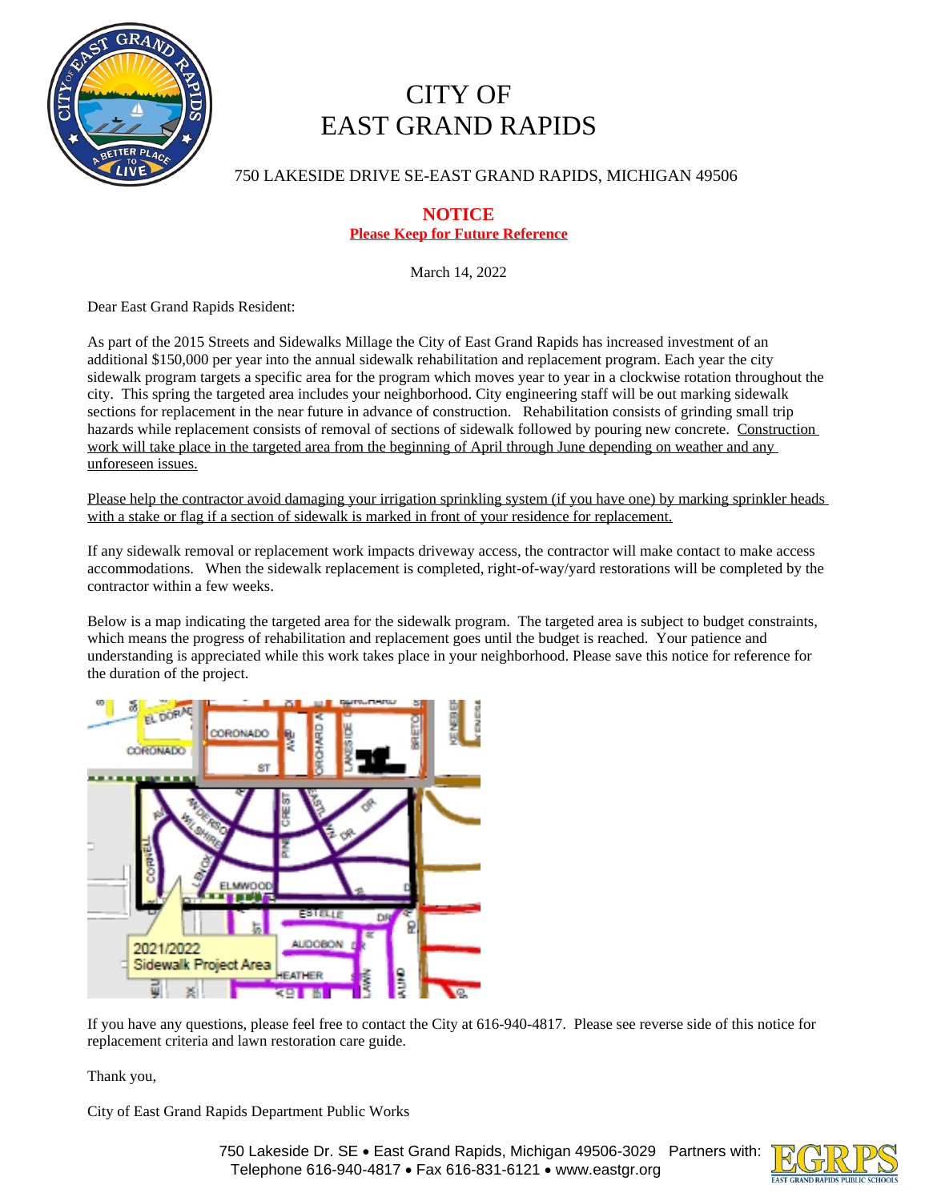# CITY OF EAST GRAND RAPIDS

750 LAKESIDE DRIVE SE-EAST GRAND RAPIDS, MICHIGAN 49506

## NOTICE

**Please Keep for Future Reference**

March 14, 2022

Dear East Grand Rapids Resident:

As part of the 2015 Streets and Sidewalks Millage the City of East Grand Rapids has increased investment of an additional $150,000 per year into the annual sidewalk rehabilitation and replacement program. Each year the city sidewalk program targets a specific area for the program which moves year to year in a clockwise rotation throughout the city. This spring the targeted area includes your neighborhood. City engineering staff will be out marking sidewalk sections for replacement in the near future in advance of construction. Rehabilitation consists of grinding small trip hazards while replacement consists of removal of sections of sidewalk followed by pouring new concrete. Construction work will take place in the targeted area from the beginning of April through June depending on weather and any unforeseen issues.

Please help the contractor avoid damaging your irrigation sprinkling system (if you have one) by marking sprinkler heads with a stake or flag if a section of sidewalk is marked in front of your residence for replacement.

If any sidewalk removal or replacement work impacts driveway access, the contractor will make contact to make access accommodations. When the sidewalk replacement is completed, right-of-way/yard restorations will be completed by the contractor within a few weeks.

Below is a map indicating the targeted area for the sidewalk program. The targeted area is subject to budget constraints, which means the progress of rehabilitation and replacement goes until the budget is reached. Your patience and understanding is appreciated while this work takes place in your neighborhood. Please save this notice for reference for the duration of the project.

2021/2022 Sidewalk Project Area

If you have any questions, please feel free to contact the City at 616-940-4817. Please see reverse side of this notice for replacement criteria and lawn restoration care guide.

Thank you,

City of East Grand Rapids Department Public Works

750 Lakeside Dr. SE • East Grand Rapids, Michigan 49506-3029 Partners with: Telephone 616-940-4817 • Fax 616-831-6121 • www.eastgr.org

EGRPS East Grand Rapids Public Schools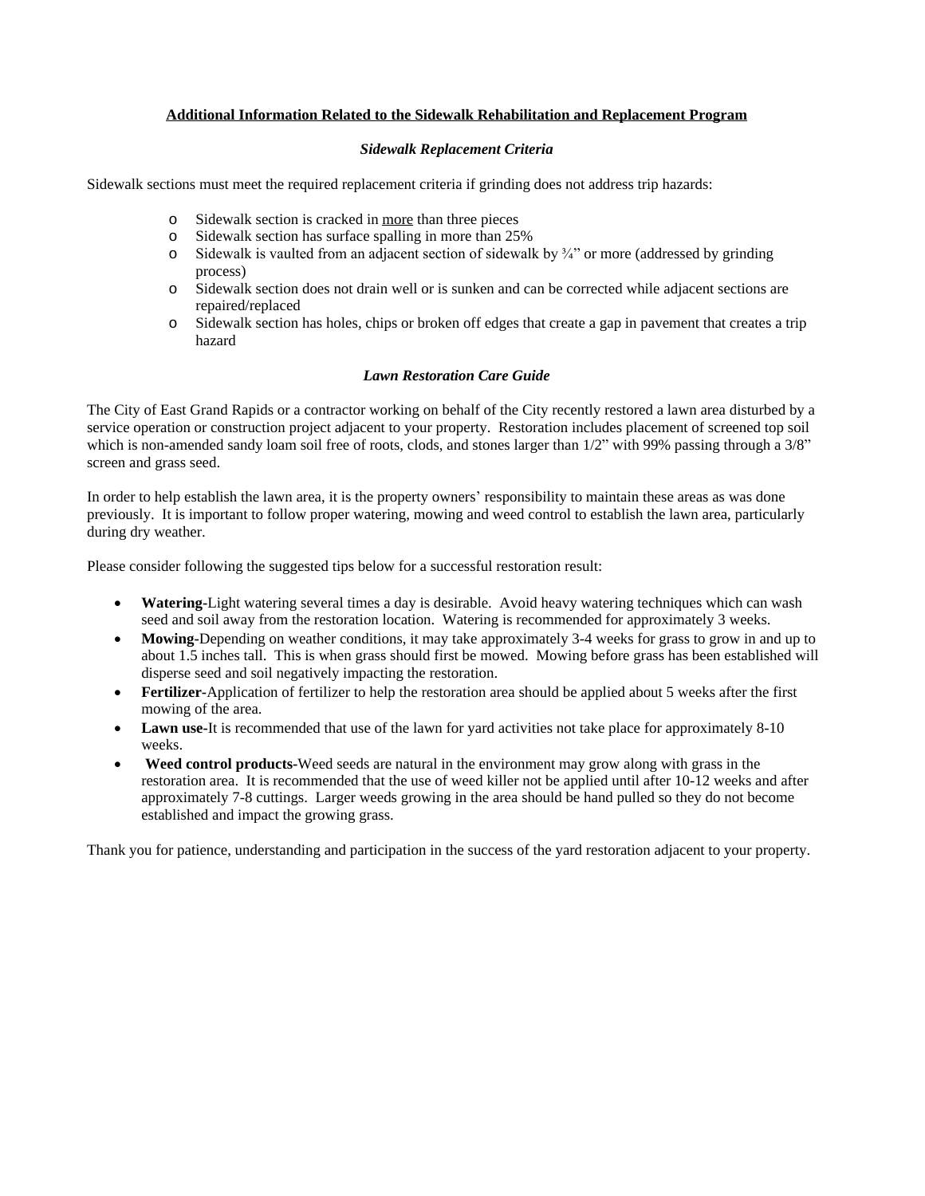**Additional Information Related to the Sidewalk Rehabilitation and Replacement Program**

***Sidewalk Replacement Criteria***

Sidewalk sections must meet the required replacement criteria if grinding does not address trip hazards:

- Sidewalk section is cracked in <u>more</u> than three pieces
- Sidewalk section has surface spalling in more than 25%
- Sidewalk is vaulted from an adjacent section of sidewalk by ¾" or more (addressed by grinding process)
- Sidewalk section does not drain well or is sunken and can be corrected while adjacent sections are repaired/replaced
- Sidewalk section has holes, chips or broken off edges that create a gap in pavement that creates a trip hazard

***Lawn Restoration Care Guide***

The City of East Grand Rapids or a contractor working on behalf of the City recently restored a lawn area disturbed by a service operation or construction project adjacent to your property. Restoration includes placement of screened top soil which is non-amended sandy loam soil free of roots, clods, and stones larger than 1/2" with 99% passing through a 3/8" screen and grass seed.

In order to help establish the lawn area, it is the property owners' responsibility to maintain these areas as was done previously. It is important to follow proper watering, mowing and weed control to establish the lawn area, particularly during dry weather.

Please consider following the suggested tips below for a successful restoration result:

- **Watering-**Light watering several times a day is desirable. Avoid heavy watering techniques which can wash seed and soil away from the restoration location. Watering is recommended for approximately 3 weeks.
- **Mowing-**Depending on weather conditions, it may take approximately 3-4 weeks for grass to grow in and up to about 1.5 inches tall. This is when grass should first be mowed. Mowing before grass has been established will disperse seed and soil negatively impacting the restoration.
- **Fertilizer-**Application of fertilizer to help the restoration area should be applied about 5 weeks after the first mowing of the area.
- **Lawn use-**It is recommended that use of the lawn for yard activities not take place for approximately 8-10 weeks.
- **Weed control products-**Weed seeds are natural in the environment may grow along with grass in the restoration area. It is recommended that the use of weed killer not be applied until after 10-12 weeks and after approximately 7-8 cuttings. Larger weeds growing in the area should be hand pulled so they do not become established and impact the growing grass.

Thank you for patience, understanding and participation in the success of the yard restoration adjacent to your property.